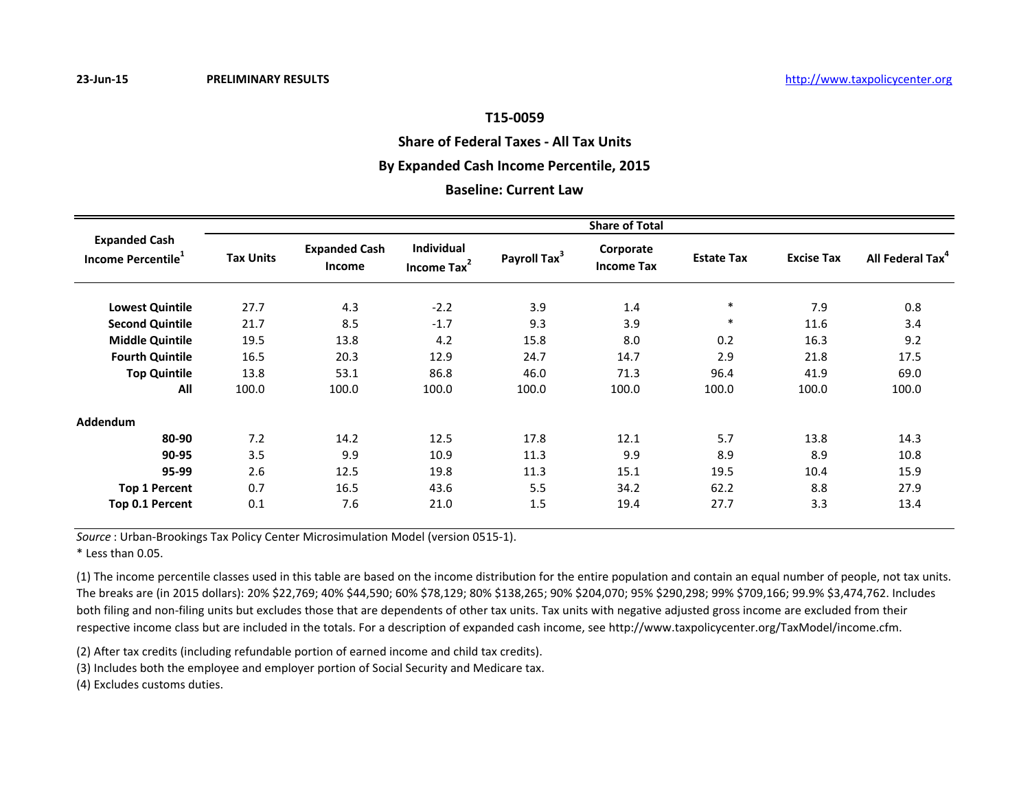23-Jun-15 **PRELIMINARY RESULTS** http://www.taxpolicycenter.org

## T15-0059

## Share of Federal Taxes - All Tax Units

## By Expanded Cash Income Percentile, 2015

## Baseline: Current Law

| Expanded Cash Income Percentile[1] | Share of Total | | | | | | | |
|---|---|---|---|---|---|---|---|---|
| | Tax Units | Expanded Cash Income | Individual Income Tax[2] | Payroll Tax[3] | Corporate Income Tax | Estate Tax | Excise Tax | All Federal Tax[4] |
| **Lowest Quintile** | 27.7 | 4.3 | -2.2 | 3.9 | 1.4 | * | 7.9 | 0.8 |
| **Second Quintile** | 21.7 | 8.5 | -1.7 | 9.3 | 3.9 | * | 11.6 | 3.4 |
| **Middle Quintile** | 19.5 | 13.8 | 4.2 | 15.8 | 8.0 | 0.2 | 16.3 | 9.2 |
| **Fourth Quintile** | 16.5 | 20.3 | 12.9 | 24.7 | 14.7 | 2.9 | 21.8 | 17.5 |
| **Top Quintile** | 13.8 | 53.1 | 86.8 | 46.0 | 71.3 | 96.4 | 41.9 | 69.0 |
| **All** | 100.0 | 100.0 | 100.0 | 100.0 | 100.0 | 100.0 | 100.0 | 100.0 |
| **Addendum** | | | | | | | | |
| **80-90** | 7.2 | 14.2 | 12.5 | 17.8 | 12.1 | 5.7 | 13.8 | 14.3 |
| **90-95** | 3.5 | 9.9 | 10.9 | 11.3 | 9.9 | 8.9 | 8.9 | 10.8 |
| **95-99** | 2.6 | 12.5 | 19.8 | 11.3 | 15.1 | 19.5 | 10.4 | 15.9 |
| **Top 1 Percent** | 0.7 | 16.5 | 43.6 | 5.5 | 34.2 | 62.2 | 8.8 | 27.9 |
| **Top 0.1 Percent** | 0.1 | 7.6 | 21.0 | 1.5 | 19.4 | 27.7 | 3.3 | 13.4 |

*Source* : Urban-Brookings Tax Policy Center Microsimulation Model (version 0515-1).

* Less than 0.05.

(1) The income percentile classes used in this table are based on the income distribution for the entire population and contain an equal number of people, not tax units. The breaks are (in 2015 dollars): 20% $22,769; 40% $44,590; 60% $78,129; 80% $138,265; 90% $204,070; 95% $290,298; 99% $709,166; 99.9% $3,474,762. Includes both filing and non-filing units but excludes those that are dependents of other tax units. Tax units with negative adjusted gross income are excluded from their respective income class but are included in the totals. For a description of expanded cash income, see http://www.taxpolicycenter.org/TaxModel/income.cfm.

(2) After tax credits (including refundable portion of earned income and child tax credits).

(3) Includes both the employee and employer portion of Social Security and Medicare tax.

(4) Excludes customs duties.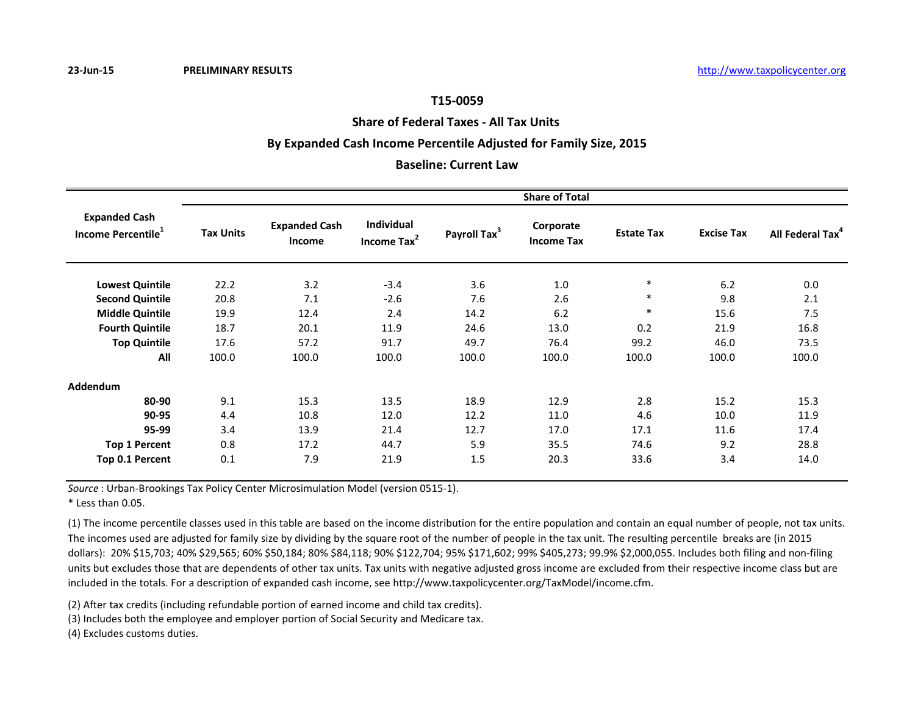23-Jun-15 PRELIMINARY RESULTS http://www.taxpolicycenter.org

## T15-0059

## Share of Federal Taxes - All Tax Units

## By Expanded Cash Income Percentile Adjusted for Family Size, 2015

## Baseline: Current Law

| Expanded Cash Income Percentile[1] | Share of Total | | | | | | | |
|---|---|---|---|---|---|---|---|---|
| | Tax Units | Expanded Cash Income | Individual Income Tax[2] | Payroll Tax[3] | Corporate Income Tax | Estate Tax | Excise Tax | All Federal Tax[4] |
| **Lowest Quintile** | 22.2 | 3.2 | -3.4 | 3.6 | 1.0 | * | 6.2 | 0.0 |
| **Second Quintile** | 20.8 | 7.1 | -2.6 | 7.6 | 2.6 | * | 9.8 | 2.1 |
| **Middle Quintile** | 19.9 | 12.4 | 2.4 | 14.2 | 6.2 | * | 15.6 | 7.5 |
| **Fourth Quintile** | 18.7 | 20.1 | 11.9 | 24.6 | 13.0 | 0.2 | 21.9 | 16.8 |
| **Top Quintile** | 17.6 | 57.2 | 91.7 | 49.7 | 76.4 | 99.2 | 46.0 | 73.5 |
| **All** | 100.0 | 100.0 | 100.0 | 100.0 | 100.0 | 100.0 | 100.0 | 100.0 |
| **Addendum** | | | | | | | | |
| **80-90** | 9.1 | 15.3 | 13.5 | 18.9 | 12.9 | 2.8 | 15.2 | 15.3 |
| **90-95** | 4.4 | 10.8 | 12.0 | 12.2 | 11.0 | 4.6 | 10.0 | 11.9 |
| **95-99** | 3.4 | 13.9 | 21.4 | 12.7 | 17.0 | 17.1 | 11.6 | 17.4 |
| **Top 1 Percent** | 0.8 | 17.2 | 44.7 | 5.9 | 35.5 | 74.6 | 9.2 | 28.8 |
| **Top 0.1 Percent** | 0.1 | 7.9 | 21.9 | 1.5 | 20.3 | 33.6 | 3.4 | 14.0 |

*Source* : Urban-Brookings Tax Policy Center Microsimulation Model (version 0515-1).

* Less than 0.05.

(1) The income percentile classes used in this table are based on the income distribution for the entire population and contain an equal number of people, not tax units. The incomes used are adjusted for family size by dividing by the square root of the number of people in the tax unit. The resulting percentile breaks are (in 2015 dollars): 20% $15,703; 40% $29,565; 60% $50,184; 80% $84,118; 90% $122,704; 95% $171,602; 99% $405,273; 99.9% $2,000,055. Includes both filing and non-filing units but excludes those that are dependents of other tax units. Tax units with negative adjusted gross income are excluded from their respective income class but are included in the totals. For a description of expanded cash income, see http://www.taxpolicycenter.org/TaxModel/income.cfm.

(2) After tax credits (including refundable portion of earned income and child tax credits).

(3) Includes both the employee and employer portion of Social Security and Medicare tax.

(4) Excludes customs duties.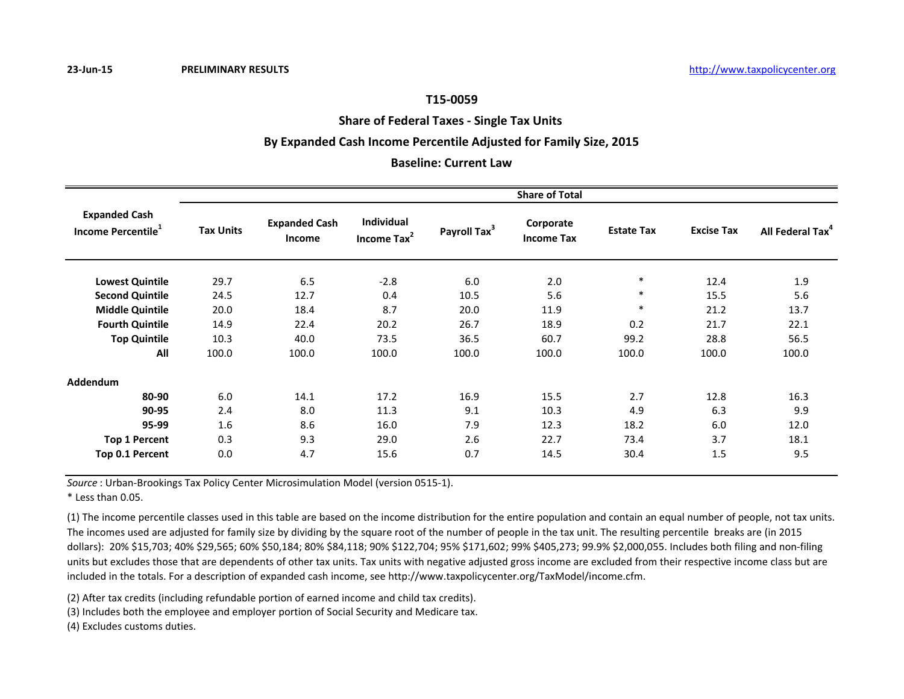23-Jun-15 **PRELIMINARY RESULTS** http://www.taxpolicycenter.org

## T15-0059

## Share of Federal Taxes - Single Tax Units

## By Expanded Cash Income Percentile Adjusted for Family Size, 2015

## Baseline: Current Law

| Expanded Cash Income Percentile[1] | Share of Total | | | | | | | |
|---|---|---|---|---|---|---|---|---|
| | Tax Units | Expanded Cash Income | Individual Income Tax[2] | Payroll Tax[3] | Corporate Income Tax | Estate Tax | Excise Tax | All Federal Tax[4] |
| **Lowest Quintile** | 29.7 | 6.5 | -2.8 | 6.0 | 2.0 | * | 12.4 | 1.9 |
| **Second Quintile** | 24.5 | 12.7 | 0.4 | 10.5 | 5.6 | * | 15.5 | 5.6 |
| **Middle Quintile** | 20.0 | 18.4 | 8.7 | 20.0 | 11.9 | * | 21.2 | 13.7 |
| **Fourth Quintile** | 14.9 | 22.4 | 20.2 | 26.7 | 18.9 | 0.2 | 21.7 | 22.1 |
| **Top Quintile** | 10.3 | 40.0 | 73.5 | 36.5 | 60.7 | 99.2 | 28.8 | 56.5 |
| **All** | 100.0 | 100.0 | 100.0 | 100.0 | 100.0 | 100.0 | 100.0 | 100.0 |
| **Addendum** | | | | | | | | |
| **80-90** | 6.0 | 14.1 | 17.2 | 16.9 | 15.5 | 2.7 | 12.8 | 16.3 |
| **90-95** | 2.4 | 8.0 | 11.3 | 9.1 | 10.3 | 4.9 | 6.3 | 9.9 |
| **95-99** | 1.6 | 8.6 | 16.0 | 7.9 | 12.3 | 18.2 | 6.0 | 12.0 |
| **Top 1 Percent** | 0.3 | 9.3 | 29.0 | 2.6 | 22.7 | 73.4 | 3.7 | 18.1 |
| **Top 0.1 Percent** | 0.0 | 4.7 | 15.6 | 0.7 | 14.5 | 30.4 | 1.5 | 9.5 |

*Source* : Urban-Brookings Tax Policy Center Microsimulation Model (version 0515-1).

\* Less than 0.05.

(1) The income percentile classes used in this table are based on the income distribution for the entire population and contain an equal number of people, not tax units. The incomes used are adjusted for family size by dividing by the square root of the number of people in the tax unit. The resulting percentile breaks are (in 2015 dollars): 20% $15,703; 40% $29,565; 60% $50,184; 80% $84,118; 90% $122,704; 95% $171,602; 99% $405,273; 99.9% $2,000,055. Includes both filing and non-filing units but excludes those that are dependents of other tax units. Tax units with negative adjusted gross income are excluded from their respective income class but are included in the totals. For a description of expanded cash income, see http://www.taxpolicycenter.org/TaxModel/income.cfm.

(2) After tax credits (including refundable portion of earned income and child tax credits).

(3) Includes both the employee and employer portion of Social Security and Medicare tax.

(4) Excludes customs duties.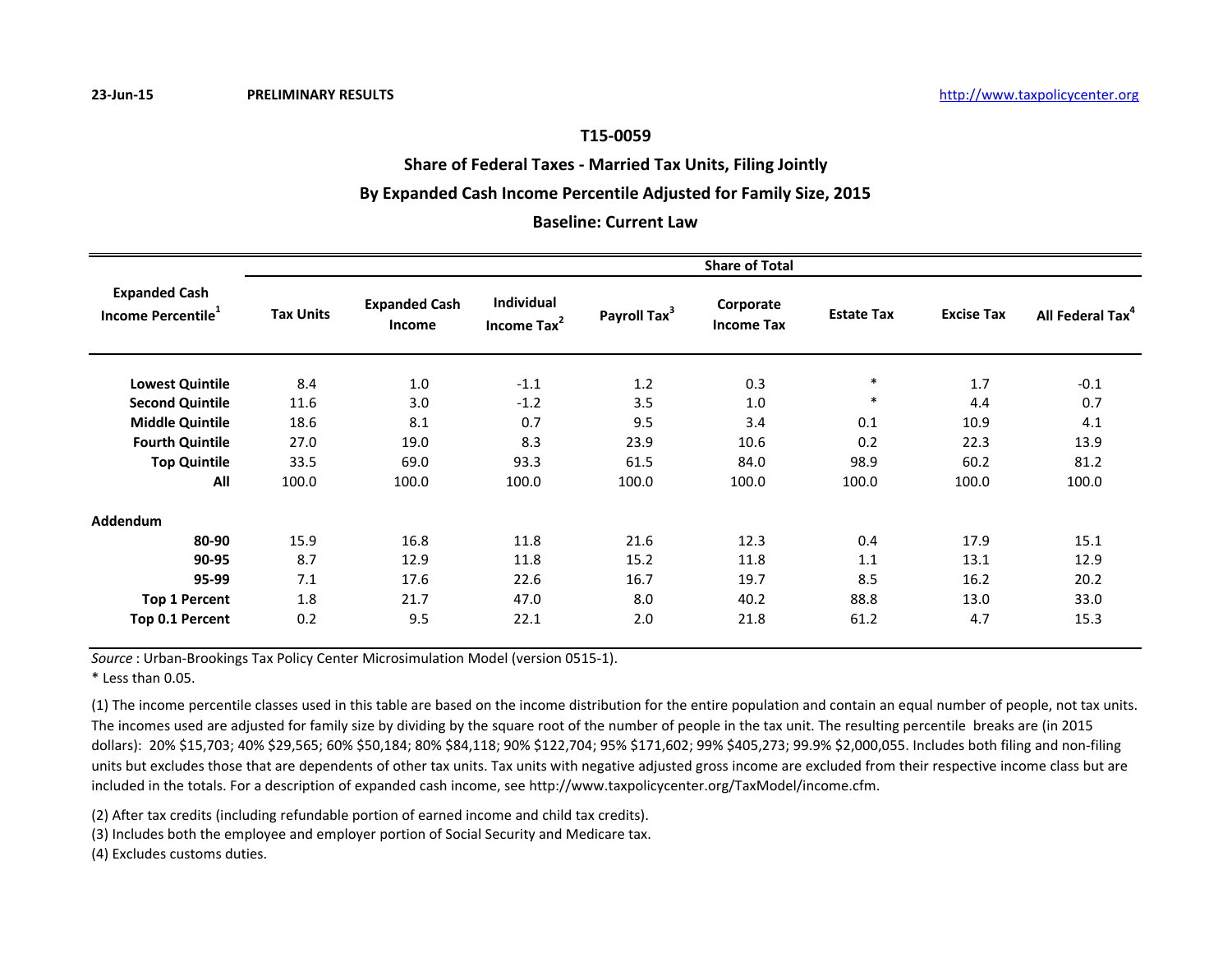23-Jun-15 **PRELIMINARY RESULTS** http://www.taxpolicycenter.org

## T15-0059

## Share of Federal Taxes - Married Tax Units, Filing Jointly

## By Expanded Cash Income Percentile Adjusted for Family Size, 2015

## Baseline: Current Law

| Expanded Cash Income Percentile[1] | Share of Total | | | | | | | |
|---|---|---|---|---|---|---|---|---|
| | Tax Units | Expanded Cash Income | Individual Income Tax[2] | Payroll Tax[3] | Corporate Income Tax | Estate Tax | Excise Tax | All Federal Tax[4] |
| **Lowest Quintile** | 8.4 | 1.0 | -1.1 | 1.2 | 0.3 | * | 1.7 | -0.1 |
| **Second Quintile** | 11.6 | 3.0 | -1.2 | 3.5 | 1.0 | * | 4.4 | 0.7 |
| **Middle Quintile** | 18.6 | 8.1 | 0.7 | 9.5 | 3.4 | 0.1 | 10.9 | 4.1 |
| **Fourth Quintile** | 27.0 | 19.0 | 8.3 | 23.9 | 10.6 | 0.2 | 22.3 | 13.9 |
| **Top Quintile** | 33.5 | 69.0 | 93.3 | 61.5 | 84.0 | 98.9 | 60.2 | 81.2 |
| **All** | 100.0 | 100.0 | 100.0 | 100.0 | 100.0 | 100.0 | 100.0 | 100.0 |
| **Addendum** | | | | | | | | |
| **80-90** | 15.9 | 16.8 | 11.8 | 21.6 | 12.3 | 0.4 | 17.9 | 15.1 |
| **90-95** | 8.7 | 12.9 | 11.8 | 15.2 | 11.8 | 1.1 | 13.1 | 12.9 |
| **95-99** | 7.1 | 17.6 | 22.6 | 16.7 | 19.7 | 8.5 | 16.2 | 20.2 |
| **Top 1 Percent** | 1.8 | 21.7 | 47.0 | 8.0 | 40.2 | 88.8 | 13.0 | 33.0 |
| **Top 0.1 Percent** | 0.2 | 9.5 | 22.1 | 2.0 | 21.8 | 61.2 | 4.7 | 15.3 |

*Source* : Urban-Brookings Tax Policy Center Microsimulation Model (version 0515-1).

* Less than 0.05.

(1) The income percentile classes used in this table are based on the income distribution for the entire population and contain an equal number of people, not tax units. The incomes used are adjusted for family size by dividing by the square root of the number of people in the tax unit. The resulting percentile breaks are (in 2015 dollars): 20% $15,703; 40% $29,565; 60% $50,184; 80% $84,118; 90% $122,704; 95% $171,602; 99% $405,273; 99.9% $2,000,055. Includes both filing and non-filing units but excludes those that are dependents of other tax units. Tax units with negative adjusted gross income are excluded from their respective income class but are included in the totals. For a description of expanded cash income, see http://www.taxpolicycenter.org/TaxModel/income.cfm.

(2) After tax credits (including refundable portion of earned income and child tax credits).

(3) Includes both the employee and employer portion of Social Security and Medicare tax.

(4) Excludes customs duties.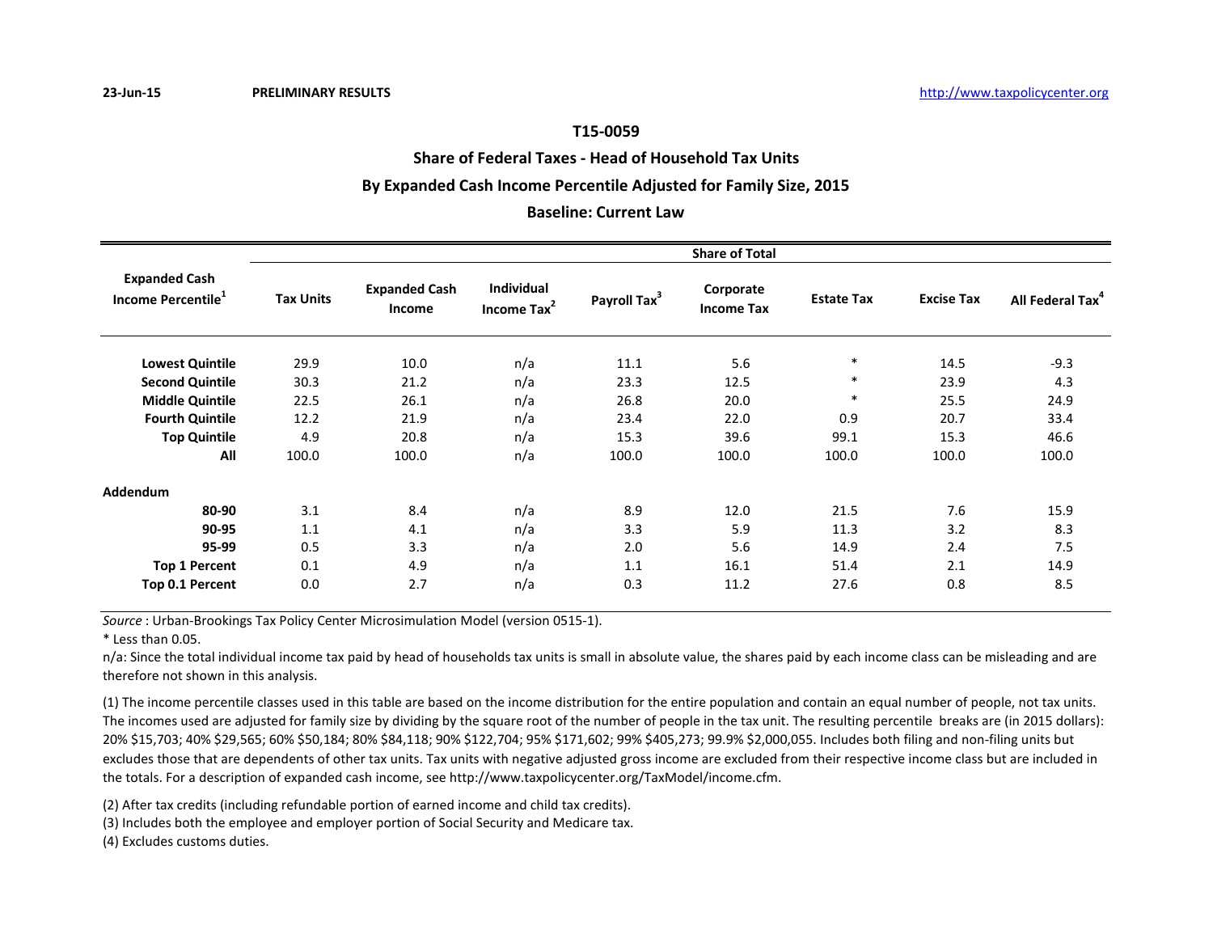23-Jun-15 PRELIMINARY RESULTS http://www.taxpolicycenter.org

# T15-0059

## Share of Federal Taxes - Head of Household Tax Units

## By Expanded Cash Income Percentile Adjusted for Family Size, 2015

## Baseline: Current Law

| Expanded Cash Income Percentile[1] | Share of Total | | | | | | | |
|---|---|---|---|---|---|---|---|---|
| | Tax Units | Expanded Cash Income | Individual Income Tax[2] | Payroll Tax[3] | Corporate Income Tax | Estate Tax | Excise Tax | All Federal Tax[4] |
| **Lowest Quintile** | 29.9 | 10.0 | n/a | 11.1 | 5.6 | * | 14.5 | -9.3 |
| **Second Quintile** | 30.3 | 21.2 | n/a | 23.3 | 12.5 | * | 23.9 | 4.3 |
| **Middle Quintile** | 22.5 | 26.1 | n/a | 26.8 | 20.0 | * | 25.5 | 24.9 |
| **Fourth Quintile** | 12.2 | 21.9 | n/a | 23.4 | 22.0 | 0.9 | 20.7 | 33.4 |
| **Top Quintile** | 4.9 | 20.8 | n/a | 15.3 | 39.6 | 99.1 | 15.3 | 46.6 |
| **All** | 100.0 | 100.0 | n/a | 100.0 | 100.0 | 100.0 | 100.0 | 100.0 |
| **Addendum** | | | | | | | | |
| **80-90** | 3.1 | 8.4 | n/a | 8.9 | 12.0 | 21.5 | 7.6 | 15.9 |
| **90-95** | 1.1 | 4.1 | n/a | 3.3 | 5.9 | 11.3 | 3.2 | 8.3 |
| **95-99** | 0.5 | 3.3 | n/a | 2.0 | 5.6 | 14.9 | 2.4 | 7.5 |
| **Top 1 Percent** | 0.1 | 4.9 | n/a | 1.1 | 16.1 | 51.4 | 2.1 | 14.9 |
| **Top 0.1 Percent** | 0.0 | 2.7 | n/a | 0.3 | 11.2 | 27.6 | 0.8 | 8.5 |

*Source* : Urban-Brookings Tax Policy Center Microsimulation Model (version 0515-1).

* Less than 0.05.

n/a: Since the total individual income tax paid by head of households tax units is small in absolute value, the shares paid by each income class can be misleading and are therefore not shown in this analysis.

(1) The income percentile classes used in this table are based on the income distribution for the entire population and contain an equal number of people, not tax units. The incomes used are adjusted for family size by dividing by the square root of the number of people in the tax unit. The resulting percentile breaks are (in 2015 dollars): 20% $15,703; 40% $29,565; 60% $50,184; 80% $84,118; 90% $122,704; 95% $171,602; 99% $405,273; 99.9% $2,000,055. Includes both filing and non-filing units but excludes those that are dependents of other tax units. Tax units with negative adjusted gross income are excluded from their respective income class but are included in the totals. For a description of expanded cash income, see http://www.taxpolicycenter.org/TaxModel/income.cfm.

(2) After tax credits (including refundable portion of earned income and child tax credits).

(3) Includes both the employee and employer portion of Social Security and Medicare tax.

(4) Excludes customs duties.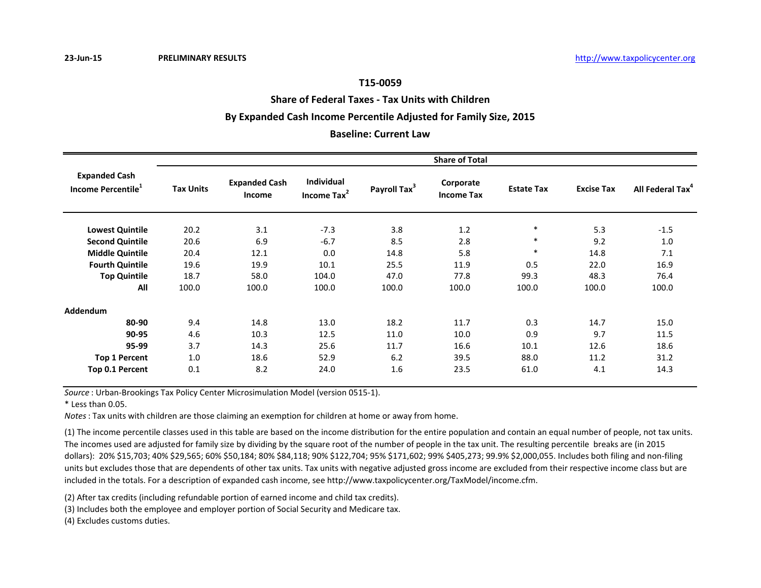23-Jun-15 **PRELIMINARY RESULTS** http://www.taxpolicycenter.org

## T15-0059

## Share of Federal Taxes - Tax Units with Children

## By Expanded Cash Income Percentile Adjusted for Family Size, 2015

## Baseline: Current Law

| Expanded Cash Income Percentile[1] | Share of Total | | | | | | | |
|---|---|---|---|---|---|---|---|---|
| | Tax Units | Expanded Cash Income | Individual Income Tax[2] | Payroll Tax[3] | Corporate Income Tax | Estate Tax | Excise Tax | All Federal Tax[4] |
| **Lowest Quintile** | 20.2 | 3.1 | -7.3 | 3.8 | 1.2 | * | 5.3 | -1.5 |
| **Second Quintile** | 20.6 | 6.9 | -6.7 | 8.5 | 2.8 | * | 9.2 | 1.0 |
| **Middle Quintile** | 20.4 | 12.1 | 0.0 | 14.8 | 5.8 | * | 14.8 | 7.1 |
| **Fourth Quintile** | 19.6 | 19.9 | 10.1 | 25.5 | 11.9 | 0.5 | 22.0 | 16.9 |
| **Top Quintile** | 18.7 | 58.0 | 104.0 | 47.0 | 77.8 | 99.3 | 48.3 | 76.4 |
| **All** | 100.0 | 100.0 | 100.0 | 100.0 | 100.0 | 100.0 | 100.0 | 100.0 |
| **Addendum** | | | | | | | | |
| **80-90** | 9.4 | 14.8 | 13.0 | 18.2 | 11.7 | 0.3 | 14.7 | 15.0 |
| **90-95** | 4.6 | 10.3 | 12.5 | 11.0 | 10.0 | 0.9 | 9.7 | 11.5 |
| **95-99** | 3.7 | 14.3 | 25.6 | 11.7 | 16.6 | 10.1 | 12.6 | 18.6 |
| **Top 1 Percent** | 1.0 | 18.6 | 52.9 | 6.2 | 39.5 | 88.0 | 11.2 | 31.2 |
| **Top 0.1 Percent** | 0.1 | 8.2 | 24.0 | 1.6 | 23.5 | 61.0 | 4.1 | 14.3 |

*Source* : Urban-Brookings Tax Policy Center Microsimulation Model (version 0515-1).

* Less than 0.05.

*Notes* : Tax units with children are those claiming an exemption for children at home or away from home.

(1) The income percentile classes used in this table are based on the income distribution for the entire population and contain an equal number of people, not tax units. The incomes used are adjusted for family size by dividing by the square root of the number of people in the tax unit. The resulting percentile breaks are (in 2015 dollars): 20% $15,703; 40% $29,565; 60% $50,184; 80% $84,118; 90% $122,704; 95% $171,602; 99% $405,273; 99.9% $2,000,055. Includes both filing and non-filing units but excludes those that are dependents of other tax units. Tax units with negative adjusted gross income are excluded from their respective income class but are included in the totals. For a description of expanded cash income, see http://www.taxpolicycenter.org/TaxModel/income.cfm.

(2) After tax credits (including refundable portion of earned income and child tax credits).

(3) Includes both the employee and employer portion of Social Security and Medicare tax.

(4) Excludes customs duties.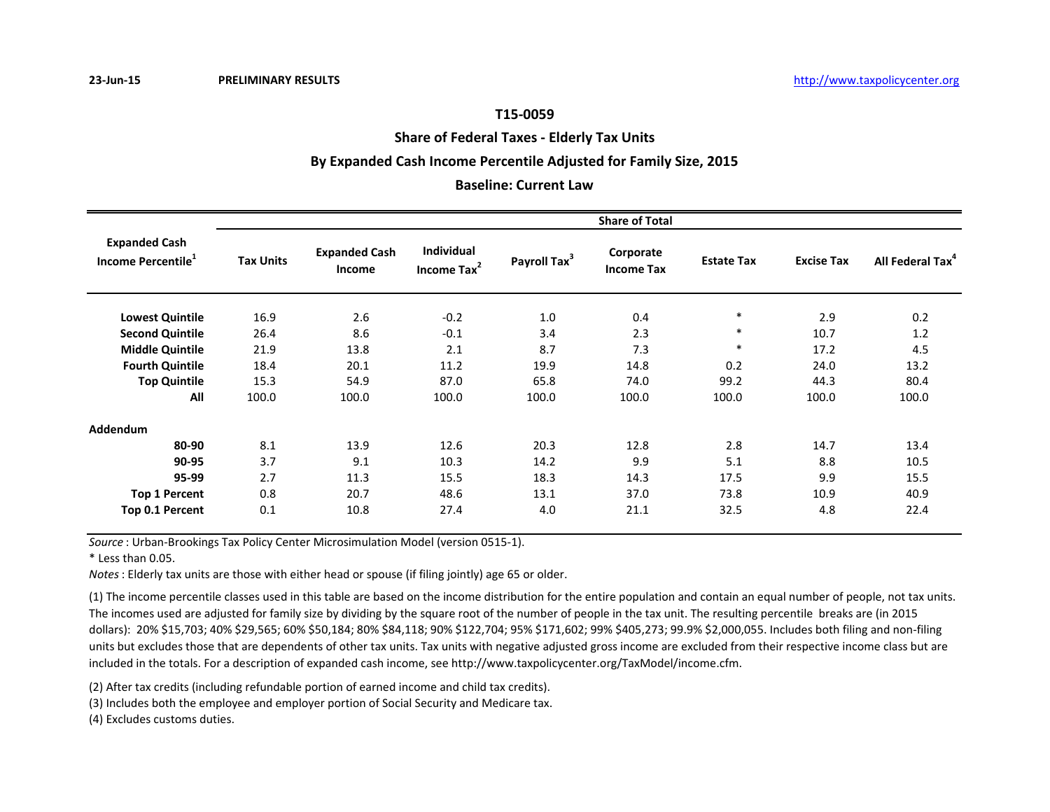23-Jun-15 PRELIMINARY RESULTS http://www.taxpolicycenter.org

## T15-0059

## Share of Federal Taxes - Elderly Tax Units

## By Expanded Cash Income Percentile Adjusted for Family Size, 2015

## Baseline: Current Law

| Expanded Cash Income Percentile[1] | Share of Total | | | | | | | |
|---|---|---|---|---|---|---|---|---|
| | Tax Units | Expanded Cash Income | Individual Income Tax[2] | Payroll Tax[3] | Corporate Income Tax | Estate Tax | Excise Tax | All Federal Tax[4] |
| **Lowest Quintile** | 16.9 | 2.6 | -0.2 | 1.0 | 0.4 | * | 2.9 | 0.2 |
| **Second Quintile** | 26.4 | 8.6 | -0.1 | 3.4 | 2.3 | * | 10.7 | 1.2 |
| **Middle Quintile** | 21.9 | 13.8 | 2.1 | 8.7 | 7.3 | * | 17.2 | 4.5 |
| **Fourth Quintile** | 18.4 | 20.1 | 11.2 | 19.9 | 14.8 | 0.2 | 24.0 | 13.2 |
| **Top Quintile** | 15.3 | 54.9 | 87.0 | 65.8 | 74.0 | 99.2 | 44.3 | 80.4 |
| **All** | 100.0 | 100.0 | 100.0 | 100.0 | 100.0 | 100.0 | 100.0 | 100.0 |
| **Addendum** | | | | | | | | |
| **80-90** | 8.1 | 13.9 | 12.6 | 20.3 | 12.8 | 2.8 | 14.7 | 13.4 |
| **90-95** | 3.7 | 9.1 | 10.3 | 14.2 | 9.9 | 5.1 | 8.8 | 10.5 |
| **95-99** | 2.7 | 11.3 | 15.5 | 18.3 | 14.3 | 17.5 | 9.9 | 15.5 |
| **Top 1 Percent** | 0.8 | 20.7 | 48.6 | 13.1 | 37.0 | 73.8 | 10.9 | 40.9 |
| **Top 0.1 Percent** | 0.1 | 10.8 | 27.4 | 4.0 | 21.1 | 32.5 | 4.8 | 22.4 |

*Source* : Urban-Brookings Tax Policy Center Microsimulation Model (version 0515-1).

* Less than 0.05.

*Notes* : Elderly tax units are those with either head or spouse (if filing jointly) age 65 or older.

(1) The income percentile classes used in this table are based on the income distribution for the entire population and contain an equal number of people, not tax units. The incomes used are adjusted for family size by dividing by the square root of the number of people in the tax unit. The resulting percentile breaks are (in 2015 dollars): 20% $15,703; 40% $29,565; 60% $50,184; 80% $84,118; 90% $122,704; 95% $171,602; 99% $405,273; 99.9% $2,000,055. Includes both filing and non-filing units but excludes those that are dependents of other tax units. Tax units with negative adjusted gross income are excluded from their respective income class but are included in the totals. For a description of expanded cash income, see http://www.taxpolicycenter.org/TaxModel/income.cfm.

(2) After tax credits (including refundable portion of earned income and child tax credits).

(3) Includes both the employee and employer portion of Social Security and Medicare tax.

(4) Excludes customs duties.